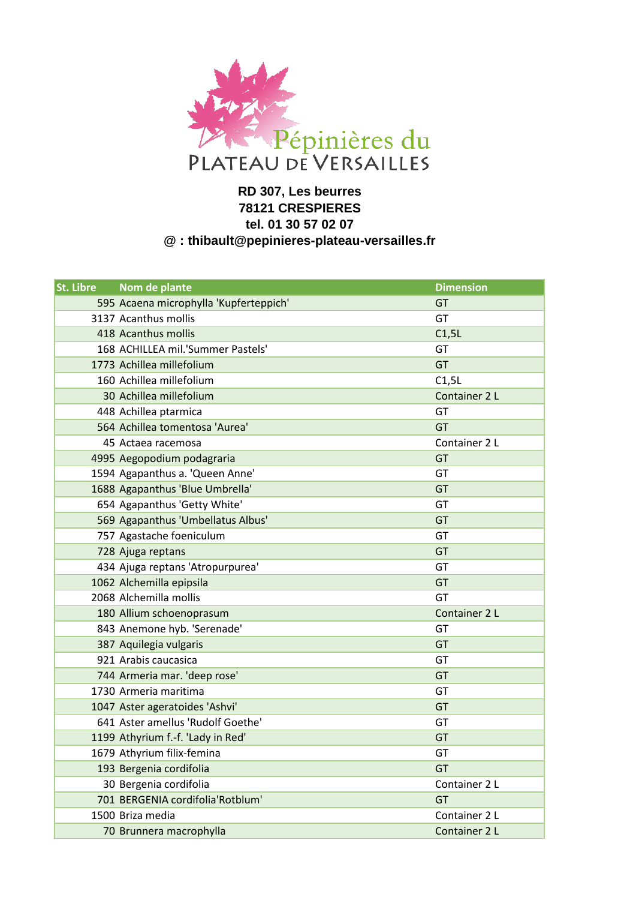Pépinières du PLATEAU DE VERSAILLES

**RD 307, Les beurres**
**78121 CRESPIERES**
**tel. 01 30 57 02 07**
**@ : thibault@pepinieres-plateau-versailles.fr**

| St. Libre | Nom de plante | Dimension |
|---|---|---|
| 595 | Acaena microphylla 'Kupferteppich' | GT |
| 3137 | Acanthus mollis | GT |
| 418 | Acanthus mollis | C1,5L |
| 168 | ACHILLEA mil.'Summer Pastels' | GT |
| 1773 | Achillea millefolium | GT |
| 160 | Achillea millefolium | C1,5L |
| 30 | Achillea millefolium | Container 2 L |
| 448 | Achillea ptarmica | GT |
| 564 | Achillea tomentosa 'Aurea' | GT |
| 45 | Actaea racemosa | Container 2 L |
| 4995 | Aegopodium podagraria | GT |
| 1594 | Agapanthus a. 'Queen Anne' | GT |
| 1688 | Agapanthus 'Blue Umbrella' | GT |
| 654 | Agapanthus 'Getty White' | GT |
| 569 | Agapanthus 'Umbellatus Albus' | GT |
| 757 | Agastache foeniculum | GT |
| 728 | Ajuga reptans | GT |
| 434 | Ajuga reptans 'Atropurpurea' | GT |
| 1062 | Alchemilla epipsila | GT |
| 2068 | Alchemilla mollis | GT |
| 180 | Allium schoenoprasum | Container 2 L |
| 843 | Anemone hyb. 'Serenade' | GT |
| 387 | Aquilegia vulgaris | GT |
| 921 | Arabis caucasica | GT |
| 744 | Armeria mar. 'deep rose' | GT |
| 1730 | Armeria maritima | GT |
| 1047 | Aster ageratoides 'Ashvi' | GT |
| 641 | Aster amellus 'Rudolf Goethe' | GT |
| 1199 | Athyrium f.-f. 'Lady in Red' | GT |
| 1679 | Athyrium filix-femina | GT |
| 193 | Bergenia cordifolia | GT |
| 30 | Bergenia cordifolia | Container 2 L |
| 701 | BERGENIA cordifolia'Rotblum' | GT |
| 1500 | Briza media | Container 2 L |
| 70 | Brunnera macrophylla | Container 2 L |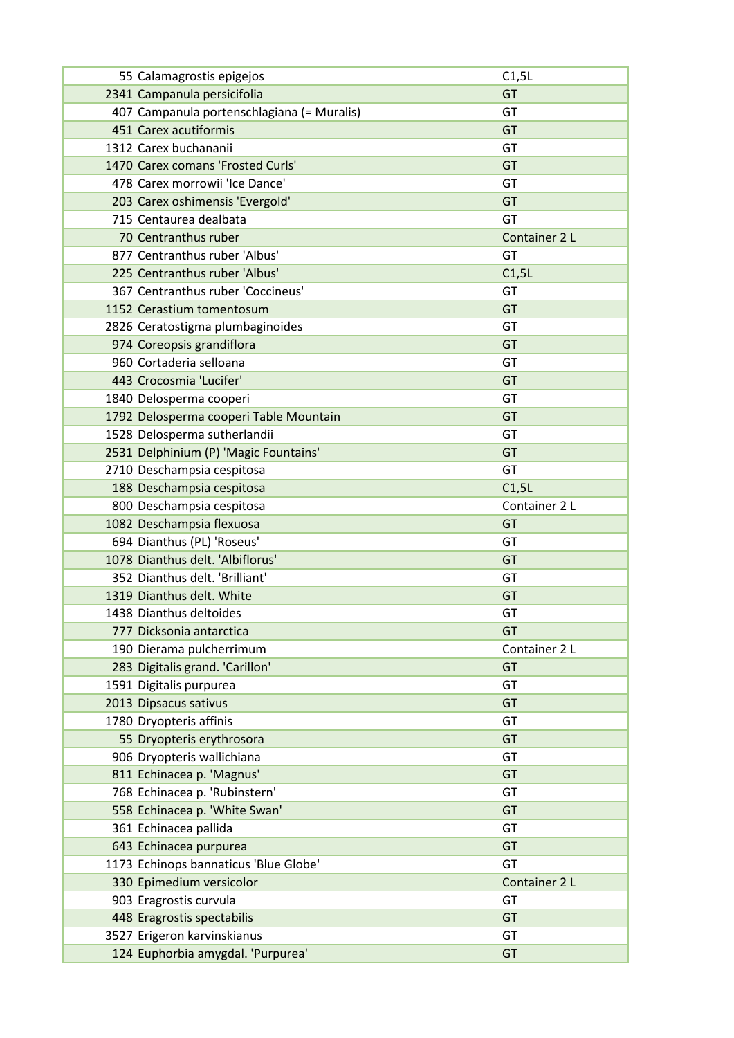| | | |
|---|---|---|
| 55 | Calamagrostis epigejos | C1,5L |
| 2341 | Campanula persicifolia | GT |
| 407 | Campanula portenschlagiana (= Muralis) | GT |
| 451 | Carex acutiformis | GT |
| 1312 | Carex buchananii | GT |
| 1470 | Carex comans 'Frosted Curls' | GT |
| 478 | Carex morrowii 'Ice Dance' | GT |
| 203 | Carex oshimensis 'Evergold' | GT |
| 715 | Centaurea dealbata | GT |
| 70 | Centranthus ruber | Container 2 L |
| 877 | Centranthus ruber 'Albus' | GT |
| 225 | Centranthus ruber 'Albus' | C1,5L |
| 367 | Centranthus ruber 'Coccineus' | GT |
| 1152 | Cerastium tomentosum | GT |
| 2826 | Ceratostigma plumbaginoides | GT |
| 974 | Coreopsis grandiflora | GT |
| 960 | Cortaderia selloana | GT |
| 443 | Crocosmia 'Lucifer' | GT |
| 1840 | Delosperma cooperi | GT |
| 1792 | Delosperma cooperi Table Mountain | GT |
| 1528 | Delosperma sutherlandii | GT |
| 2531 | Delphinium (P) 'Magic Fountains' | GT |
| 2710 | Deschampsia cespitosa | GT |
| 188 | Deschampsia cespitosa | C1,5L |
| 800 | Deschampsia cespitosa | Container 2 L |
| 1082 | Deschampsia flexuosa | GT |
| 694 | Dianthus (PL) 'Roseus' | GT |
| 1078 | Dianthus delt. 'Albiflorus' | GT |
| 352 | Dianthus delt. 'Brilliant' | GT |
| 1319 | Dianthus delt. White | GT |
| 1438 | Dianthus deltoides | GT |
| 777 | Dicksonia antarctica | GT |
| 190 | Dierama pulcherrimum | Container 2 L |
| 283 | Digitalis grand. 'Carillon' | GT |
| 1591 | Digitalis purpurea | GT |
| 2013 | Dipsacus sativus | GT |
| 1780 | Dryopteris affinis | GT |
| 55 | Dryopteris erythrosora | GT |
| 906 | Dryopteris wallichiana | GT |
| 811 | Echinacea p. 'Magnus' | GT |
| 768 | Echinacea p. 'Rubinstern' | GT |
| 558 | Echinacea p. 'White Swan' | GT |
| 361 | Echinacea pallida | GT |
| 643 | Echinacea purpurea | GT |
| 1173 | Echinops bannaticus 'Blue Globe' | GT |
| 330 | Epimedium versicolor | Container 2 L |
| 903 | Eragrostis curvula | GT |
| 448 | Eragrostis spectabilis | GT |
| 3527 | Erigeron karvinskianus | GT |
| 124 | Euphorbia amygdal. 'Purpurea' | GT |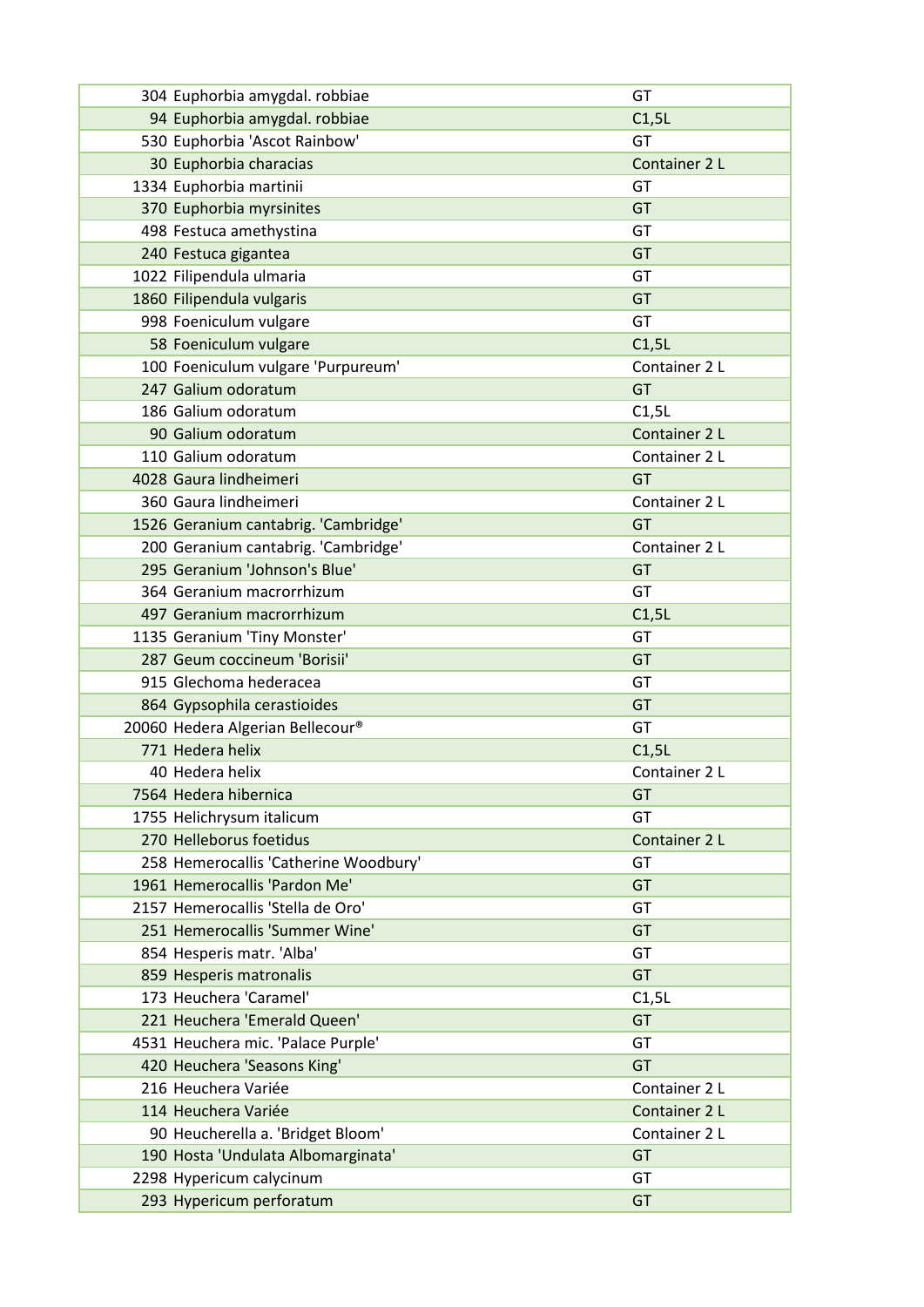| | | |
|---|---|---|
| 304 | Euphorbia amygdal. robbiae | GT |
| 94 | Euphorbia amygdal. robbiae | C1,5L |
| 530 | Euphorbia 'Ascot Rainbow' | GT |
| 30 | Euphorbia characias | Container 2 L |
| 1334 | Euphorbia martinii | GT |
| 370 | Euphorbia myrsinites | GT |
| 498 | Festuca amethystina | GT |
| 240 | Festuca gigantea | GT |
| 1022 | Filipendula ulmaria | GT |
| 1860 | Filipendula vulgaris | GT |
| 998 | Foeniculum vulgare | GT |
| 58 | Foeniculum vulgare | C1,5L |
| 100 | Foeniculum vulgare 'Purpureum' | Container 2 L |
| 247 | Galium odoratum | GT |
| 186 | Galium odoratum | C1,5L |
| 90 | Galium odoratum | Container 2 L |
| 110 | Galium odoratum | Container 2 L |
| 4028 | Gaura lindheimeri | GT |
| 360 | Gaura lindheimeri | Container 2 L |
| 1526 | Geranium cantabrig. 'Cambridge' | GT |
| 200 | Geranium cantabrig. 'Cambridge' | Container 2 L |
| 295 | Geranium 'Johnson's Blue' | GT |
| 364 | Geranium macrorrhizum | GT |
| 497 | Geranium macrorrhizum | C1,5L |
| 1135 | Geranium 'Tiny Monster' | GT |
| 287 | Geum coccineum 'Borisii' | GT |
| 915 | Glechoma hederacea | GT |
| 864 | Gypsophila cerastioides | GT |
| 20060 | Hedera Algerian Bellecour® | GT |
| 771 | Hedera helix | C1,5L |
| 40 | Hedera helix | Container 2 L |
| 7564 | Hedera hibernica | GT |
| 1755 | Helichrysum italicum | GT |
| 270 | Helleborus foetidus | Container 2 L |
| 258 | Hemerocallis 'Catherine Woodbury' | GT |
| 1961 | Hemerocallis 'Pardon Me' | GT |
| 2157 | Hemerocallis 'Stella de Oro' | GT |
| 251 | Hemerocallis 'Summer Wine' | GT |
| 854 | Hesperis matr. 'Alba' | GT |
| 859 | Hesperis matronalis | GT |
| 173 | Heuchera 'Caramel' | C1,5L |
| 221 | Heuchera 'Emerald Queen' | GT |
| 4531 | Heuchera mic. 'Palace Purple' | GT |
| 420 | Heuchera 'Seasons King' | GT |
| 216 | Heuchera Variée | Container 2 L |
| 114 | Heuchera Variée | Container 2 L |
| 90 | Heucherella a. 'Bridget Bloom' | Container 2 L |
| 190 | Hosta 'Undulata Albomarginata' | GT |
| 2298 | Hypericum calycinum | GT |
| 293 | Hypericum perforatum | GT |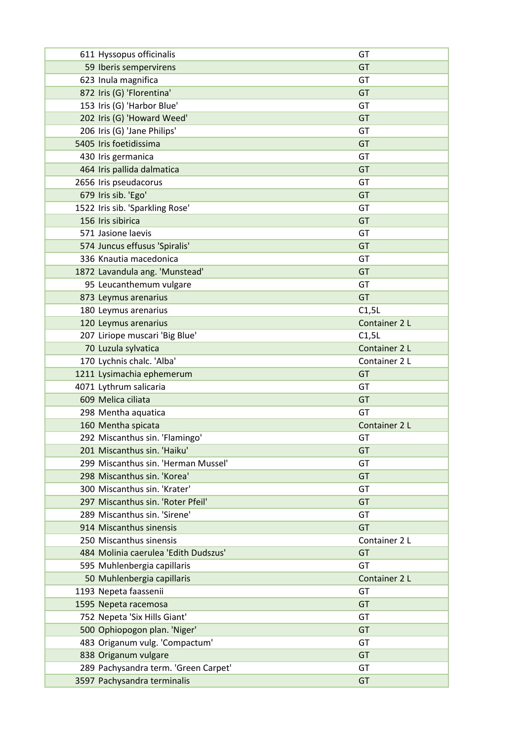| | | |
|---|---|---|
| 611 | Hyssopus officinalis | GT |
| 59 | Iberis sempervirens | GT |
| 623 | Inula magnifica | GT |
| 872 | Iris (G) 'Florentina' | GT |
| 153 | Iris (G) 'Harbor Blue' | GT |
| 202 | Iris (G) 'Howard Weed' | GT |
| 206 | Iris (G) 'Jane Philips' | GT |
| 5405 | Iris foetidissima | GT |
| 430 | Iris germanica | GT |
| 464 | Iris pallida dalmatica | GT |
| 2656 | Iris pseudacorus | GT |
| 679 | Iris sib. 'Ego' | GT |
| 1522 | Iris sib. 'Sparkling Rose' | GT |
| 156 | Iris sibirica | GT |
| 571 | Jasione laevis | GT |
| 574 | Juncus effusus 'Spiralis' | GT |
| 336 | Knautia macedonica | GT |
| 1872 | Lavandula ang. 'Munstead' | GT |
| 95 | Leucanthemum vulgare | GT |
| 873 | Leymus arenarius | GT |
| 180 | Leymus arenarius | C1,5L |
| 120 | Leymus arenarius | Container 2 L |
| 207 | Liriope muscari 'Big Blue' | C1,5L |
| 70 | Luzula sylvatica | Container 2 L |
| 170 | Lychnis chalc. 'Alba' | Container 2 L |
| 1211 | Lysimachia ephemerum | GT |
| 4071 | Lythrum salicaria | GT |
| 609 | Melica ciliata | GT |
| 298 | Mentha aquatica | GT |
| 160 | Mentha spicata | Container 2 L |
| 292 | Miscanthus sin. 'Flamingo' | GT |
| 201 | Miscanthus sin. 'Haiku' | GT |
| 299 | Miscanthus sin. 'Herman Mussel' | GT |
| 298 | Miscanthus sin. 'Korea' | GT |
| 300 | Miscanthus sin. 'Krater' | GT |
| 297 | Miscanthus sin. 'Roter Pfeil' | GT |
| 289 | Miscanthus sin. 'Sirene' | GT |
| 914 | Miscanthus sinensis | GT |
| 250 | Miscanthus sinensis | Container 2 L |
| 484 | Molinia caerulea 'Edith Dudszus' | GT |
| 595 | Muhlenbergia capillaris | GT |
| 50 | Muhlenbergia capillaris | Container 2 L |
| 1193 | Nepeta faassenii | GT |
| 1595 | Nepeta racemosa | GT |
| 752 | Nepeta 'Six Hills Giant' | GT |
| 500 | Ophiopogon plan. 'Niger' | GT |
| 483 | Origanum vulg. 'Compactum' | GT |
| 838 | Origanum vulgare | GT |
| 289 | Pachysandra term. 'Green Carpet' | GT |
| 3597 | Pachysandra terminalis | GT |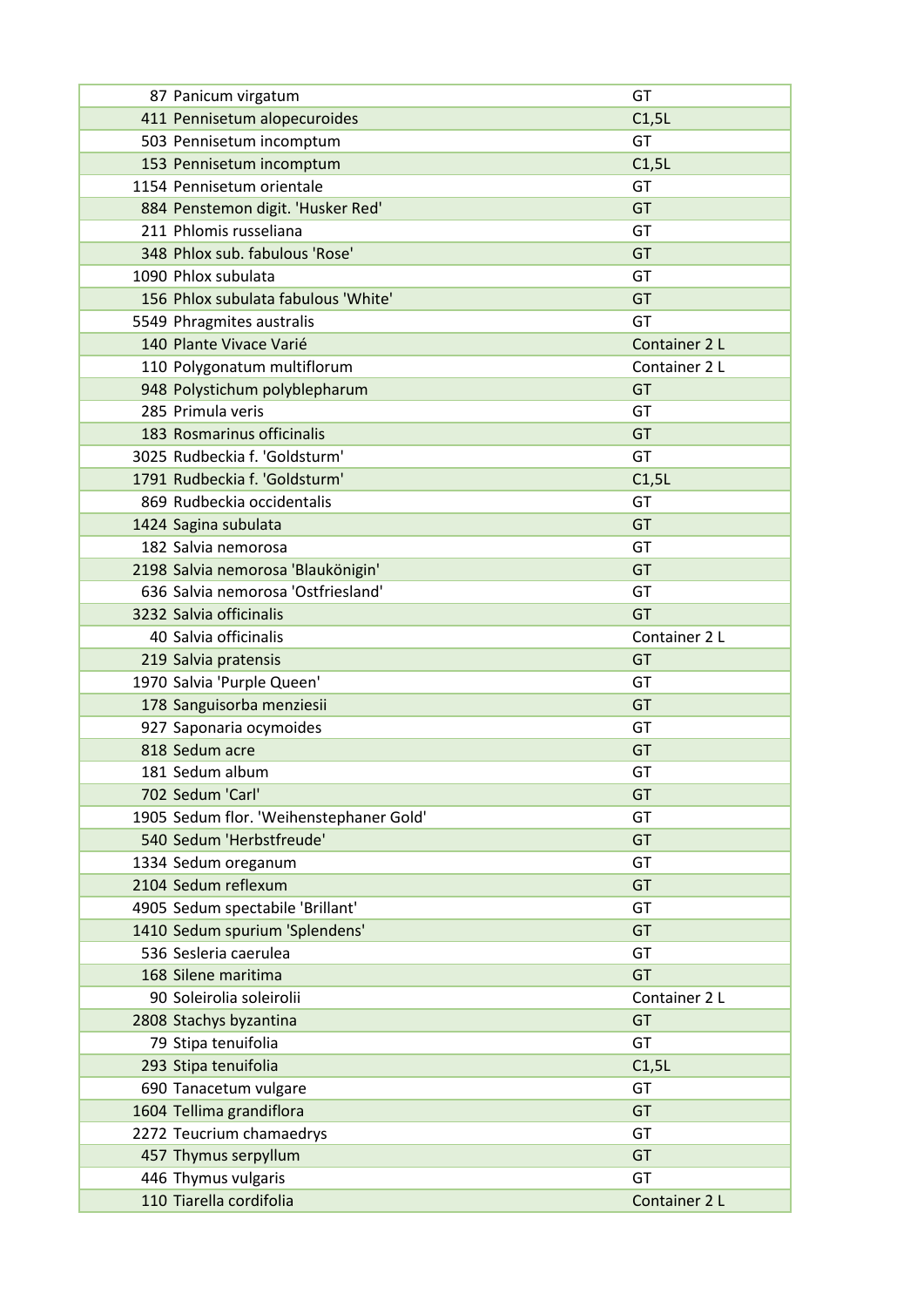| | | |
|---|---|---|
| 87 | Panicum virgatum | GT |
| 411 | Pennisetum alopecuroides | C1,5L |
| 503 | Pennisetum incomptum | GT |
| 153 | Pennisetum incomptum | C1,5L |
| 1154 | Pennisetum orientale | GT |
| 884 | Penstemon digit. 'Husker Red' | GT |
| 211 | Phlomis russeliana | GT |
| 348 | Phlox sub. fabulous 'Rose' | GT |
| 1090 | Phlox subulata | GT |
| 156 | Phlox subulata fabulous 'White' | GT |
| 5549 | Phragmites australis | GT |
| 140 | Plante Vivace Varié | Container 2 L |
| 110 | Polygonatum multiflorum | Container 2 L |
| 948 | Polystichum polyblepharum | GT |
| 285 | Primula veris | GT |
| 183 | Rosmarinus officinalis | GT |
| 3025 | Rudbeckia f. 'Goldsturm' | GT |
| 1791 | Rudbeckia f. 'Goldsturm' | C1,5L |
| 869 | Rudbeckia occidentalis | GT |
| 1424 | Sagina subulata | GT |
| 182 | Salvia nemorosa | GT |
| 2198 | Salvia nemorosa 'Blaukönigin' | GT |
| 636 | Salvia nemorosa 'Ostfriesland' | GT |
| 3232 | Salvia officinalis | GT |
| 40 | Salvia officinalis | Container 2 L |
| 219 | Salvia pratensis | GT |
| 1970 | Salvia 'Purple Queen' | GT |
| 178 | Sanguisorba menziesii | GT |
| 927 | Saponaria ocymoides | GT |
| 818 | Sedum acre | GT |
| 181 | Sedum album | GT |
| 702 | Sedum 'Carl' | GT |
| 1905 | Sedum flor. 'Weihenstephaner Gold' | GT |
| 540 | Sedum 'Herbstfreude' | GT |
| 1334 | Sedum oreganum | GT |
| 2104 | Sedum reflexum | GT |
| 4905 | Sedum spectabile 'Brillant' | GT |
| 1410 | Sedum spurium 'Splendens' | GT |
| 536 | Sesleria caerulea | GT |
| 168 | Silene maritima | GT |
| 90 | Soleirolia soleirolii | Container 2 L |
| 2808 | Stachys byzantina | GT |
| 79 | Stipa tenuifolia | GT |
| 293 | Stipa tenuifolia | C1,5L |
| 690 | Tanacetum vulgare | GT |
| 1604 | Tellima grandiflora | GT |
| 2272 | Teucrium chamaedrys | GT |
| 457 | Thymus serpyllum | GT |
| 446 | Thymus vulgaris | GT |
| 110 | Tiarella cordifolia | Container 2 L |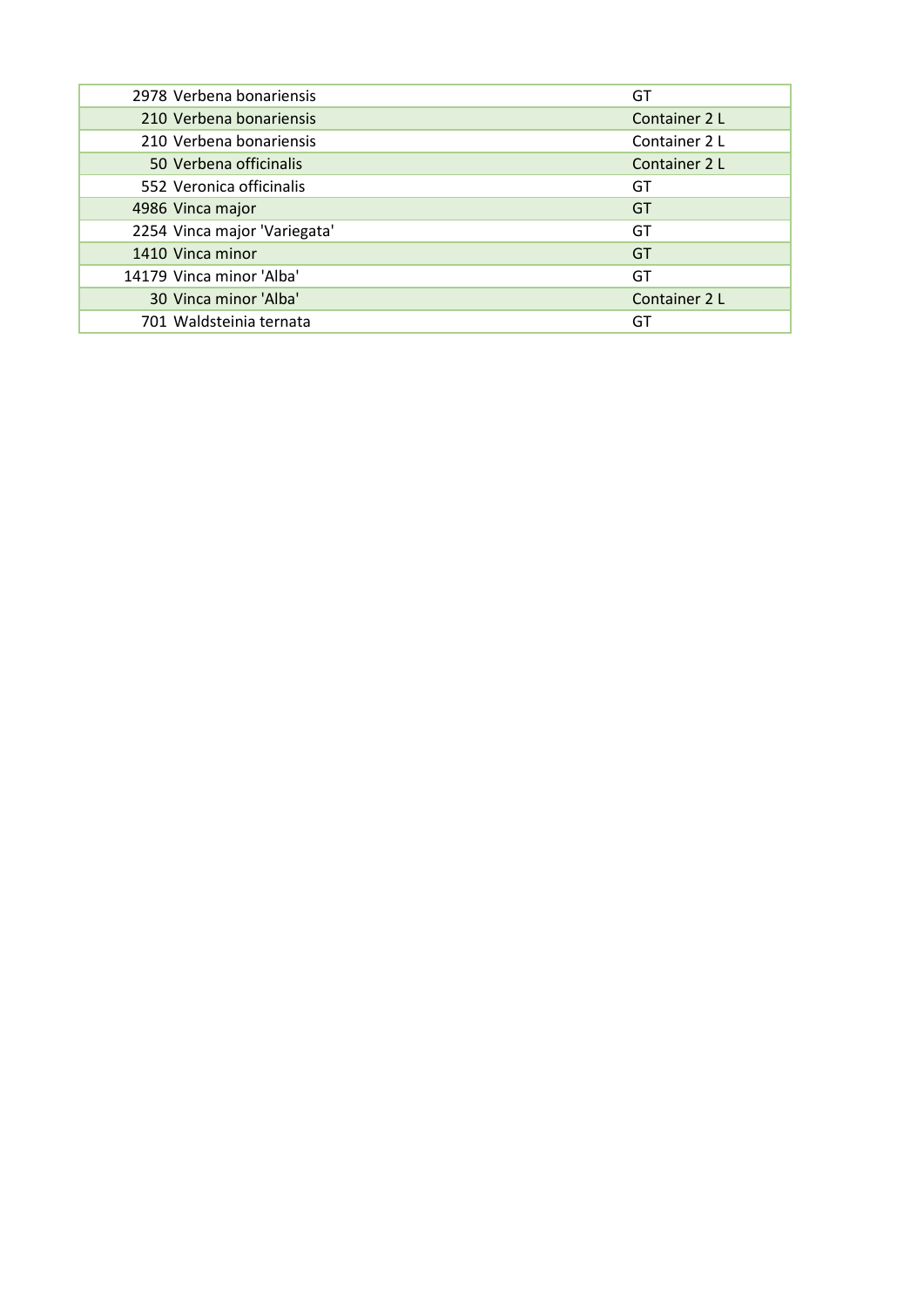| | | |
|---|---|---|
| 2978 | Verbena bonariensis | GT |
| 210 | Verbena bonariensis | Container 2 L |
| 210 | Verbena bonariensis | Container 2 L |
| 50 | Verbena officinalis | Container 2 L |
| 552 | Veronica officinalis | GT |
| 4986 | Vinca major | GT |
| 2254 | Vinca major 'Variegata' | GT |
| 1410 | Vinca minor | GT |
| 14179 | Vinca minor 'Alba' | GT |
| 30 | Vinca minor 'Alba' | Container 2 L |
| 701 | Waldsteinia ternata | GT |